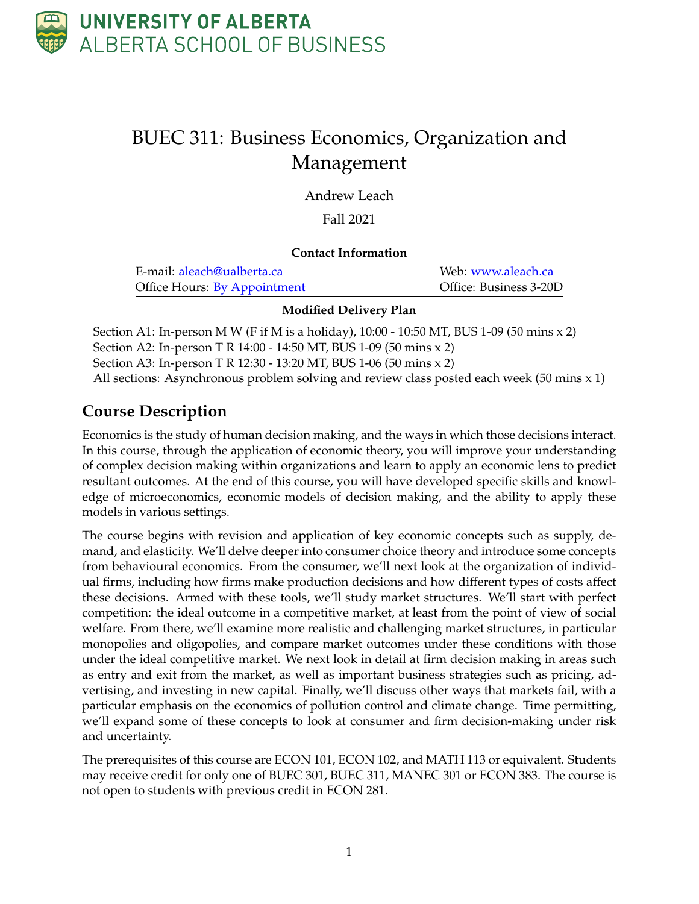UNIVERSITY OF ALBERTA
ALBERTA SCHOOL OF BUSINESS

# BUEC 311: Business Economics, Organization and Management

Andrew Leach

Fall 2021

**Contact Information**

| | |
|---|---|
| E-mail: aleach@ualberta.ca | Web: www.aleach.ca |
| Office Hours: By Appointment | Office: Business 3-20D |

**Modified Delivery Plan**

Section A1: In-person M W (F if M is a holiday), 10:00 - 10:50 MT, BUS 1-09 (50 mins x 2)
Section A2: In-person T R 14:00 - 14:50 MT, BUS 1-09 (50 mins x 2)
Section A3: In-person T R 12:30 - 13:20 MT, BUS 1-06 (50 mins x 2)
All sections: Asynchronous problem solving and review class posted each week (50 mins x 1)

## Course Description

Economics is the study of human decision making, and the ways in which those decisions interact. In this course, through the application of economic theory, you will improve your understanding of complex decision making within organizations and learn to apply an economic lens to predict resultant outcomes. At the end of this course, you will have developed specific skills and knowledge of microeconomics, economic models of decision making, and the ability to apply these models in various settings.

The course begins with revision and application of key economic concepts such as supply, demand, and elasticity. We'll delve deeper into consumer choice theory and introduce some concepts from behavioural economics. From the consumer, we'll next look at the organization of individual firms, including how firms make production decisions and how different types of costs affect these decisions. Armed with these tools, we'll study market structures. We'll start with perfect competition: the ideal outcome in a competitive market, at least from the point of view of social welfare. From there, we'll examine more realistic and challenging market structures, in particular monopolies and oligopolies, and compare market outcomes under these conditions with those under the ideal competitive market. We next look in detail at firm decision making in areas such as entry and exit from the market, as well as important business strategies such as pricing, advertising, and investing in new capital. Finally, we'll discuss other ways that markets fail, with a particular emphasis on the economics of pollution control and climate change. Time permitting, we'll expand some of these concepts to look at consumer and firm decision-making under risk and uncertainty.

The prerequisites of this course are ECON 101, ECON 102, and MATH 113 or equivalent. Students may receive credit for only one of BUEC 301, BUEC 311, MANEC 301 or ECON 383. The course is not open to students with previous credit in ECON 281.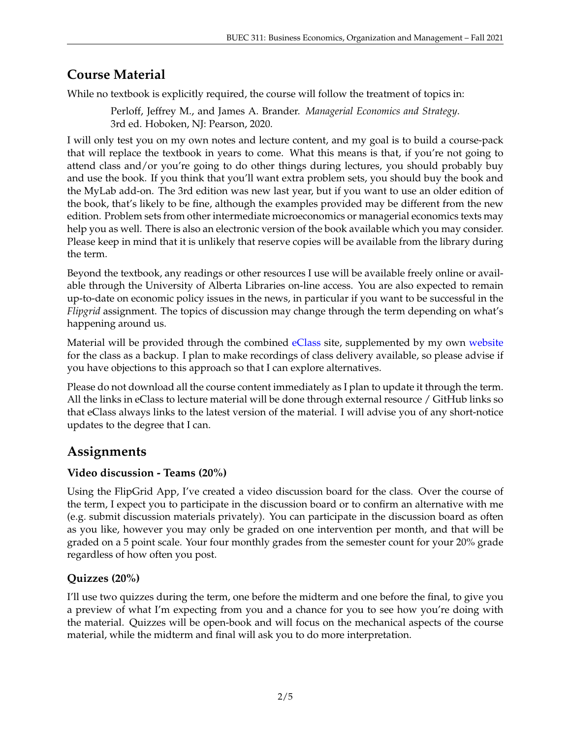## Course Material

While no textbook is explicitly required, the course will follow the treatment of topics in:

> Perloff, Jeffrey M., and James A. Brander. *Managerial Economics and Strategy*. 3rd ed. Hoboken, NJ: Pearson, 2020.

I will only test you on my own notes and lecture content, and my goal is to build a course-pack that will replace the textbook in years to come. What this means is that, if you're not going to attend class and/or you're going to do other things during lectures, you should probably buy and use the book. If you think that you'll want extra problem sets, you should buy the book and the MyLab add-on. The 3rd edition was new last year, but if you want to use an older edition of the book, that's likely to be fine, although the examples provided may be different from the new edition. Problem sets from other intermediate microeconomics or managerial economics texts may help you as well. There is also an electronic version of the book available which you may consider. Please keep in mind that it is unlikely that reserve copies will be available from the library during the term.

Beyond the textbook, any readings or other resources I use will be available freely online or available through the University of Alberta Libraries on-line access. You are also expected to remain up-to-date on economic policy issues in the news, in particular if you want to be successful in the *Flipgrid* assignment. The topics of discussion may change through the term depending on what's happening around us.

Material will be provided through the combined eClass site, supplemented by my own website for the class as a backup. I plan to make recordings of class delivery available, so please advise if you have objections to this approach so that I can explore alternatives.

Please do not download all the course content immediately as I plan to update it through the term. All the links in eClass to lecture material will be done through external resource / GitHub links so that eClass always links to the latest version of the material. I will advise you of any short-notice updates to the degree that I can.

## Assignments

### Video discussion - Teams (20%)

Using the FlipGrid App, I've created a video discussion board for the class. Over the course of the term, I expect you to participate in the discussion board or to confirm an alternative with me (e.g. submit discussion materials privately). You can participate in the discussion board as often as you like, however you may only be graded on one intervention per month, and that will be graded on a 5 point scale. Your four monthly grades from the semester count for your 20% grade regardless of how often you post.

### Quizzes (20%)

I'll use two quizzes during the term, one before the midterm and one before the final, to give you a preview of what I'm expecting from you and a chance for you to see how you're doing with the material. Quizzes will be open-book and will focus on the mechanical aspects of the course material, while the midterm and final will ask you to do more interpretation.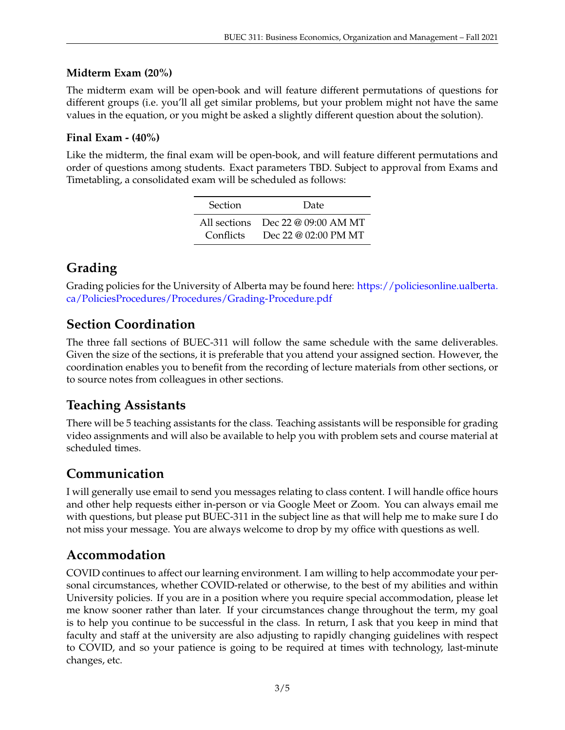### Midterm Exam (20%)

The midterm exam will be open-book and will feature different permutations of questions for different groups (i.e. you'll all get similar problems, but your problem might not have the same values in the equation, or you might be asked a slightly different question about the solution).

### Final Exam - (40%)

Like the midterm, the final exam will be open-book, and will feature different permutations and order of questions among students. Exact parameters TBD. Subject to approval from Exams and Timetabling, a consolidated exam will be scheduled as follows:

| Section | Date |
|---|---|
| All sections | Dec 22 @ 09:00 AM MT |
| Conflicts | Dec 22 @ 02:00 PM MT |

## Grading

Grading policies for the University of Alberta may be found here: https://policiesonline.ualberta.ca/PoliciesProcedures/Procedures/Grading-Procedure.pdf

## Section Coordination

The three fall sections of BUEC-311 will follow the same schedule with the same deliverables. Given the size of the sections, it is preferable that you attend your assigned section. However, the coordination enables you to benefit from the recording of lecture materials from other sections, or to source notes from colleagues in other sections.

## Teaching Assistants

There will be 5 teaching assistants for the class. Teaching assistants will be responsible for grading video assignments and will also be available to help you with problem sets and course material at scheduled times.

## Communication

I will generally use email to send you messages relating to class content. I will handle office hours and other help requests either in-person or via Google Meet or Zoom. You can always email me with questions, but please put BUEC-311 in the subject line as that will help me to make sure I do not miss your message. You are always welcome to drop by my office with questions as well.

## Accommodation

COVID continues to affect our learning environment. I am willing to help accommodate your personal circumstances, whether COVID-related or otherwise, to the best of my abilities and within University policies. If you are in a position where you require special accommodation, please let me know sooner rather than later. If your circumstances change throughout the term, my goal is to help you continue to be successful in the class. In return, I ask that you keep in mind that faculty and staff at the university are also adjusting to rapidly changing guidelines with respect to COVID, and so your patience is going to be required at times with technology, last-minute changes, etc.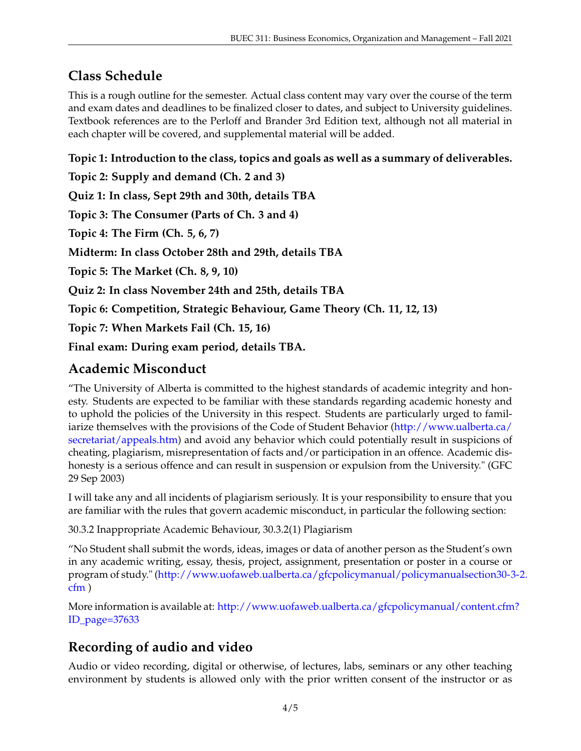## Class Schedule

This is a rough outline for the semester. Actual class content may vary over the course of the term and exam dates and deadlines to be finalized closer to dates, and subject to University guidelines. Textbook references are to the Perloff and Brander 3rd Edition text, although not all material in each chapter will be covered, and supplemental material will be added.

**Topic 1: Introduction to the class, topics and goals as well as a summary of deliverables.**

**Topic 2: Supply and demand (Ch. 2 and 3)**

**Quiz 1: In class, Sept 29th and 30th, details TBA**

**Topic 3: The Consumer (Parts of Ch. 3 and 4)**

**Topic 4: The Firm (Ch. 5, 6, 7)**

**Midterm: In class October 28th and 29th, details TBA**

**Topic 5: The Market (Ch. 8, 9, 10)**

**Quiz 2: In class November 24th and 25th, details TBA**

**Topic 6: Competition, Strategic Behaviour, Game Theory (Ch. 11, 12, 13)**

**Topic 7: When Markets Fail (Ch. 15, 16)**

**Final exam: During exam period, details TBA.**

## Academic Misconduct

"The University of Alberta is committed to the highest standards of academic integrity and honesty. Students are expected to be familiar with these standards regarding academic honesty and to uphold the policies of the University in this respect. Students are particularly urged to familiarize themselves with the provisions of the Code of Student Behavior (http://www.ualberta.ca/secretariat/appeals.htm) and avoid any behavior which could potentially result in suspicions of cheating, plagiarism, misrepresentation of facts and/or participation in an offence. Academic dishonesty is a serious offence and can result in suspension or expulsion from the University." (GFC 29 Sep 2003)

I will take any and all incidents of plagiarism seriously. It is your responsibility to ensure that you are familiar with the rules that govern academic misconduct, in particular the following section:

30.3.2 Inappropriate Academic Behaviour, 30.3.2(1) Plagiarism

"No Student shall submit the words, ideas, images or data of another person as the Student's own in any academic writing, essay, thesis, project, assignment, presentation or poster in a course or program of study." (http://www.uofaweb.ualberta.ca/gfcpolicymanual/policymanualsection30-3-2.cfm )

More information is available at: http://www.uofaweb.ualberta.ca/gfcpolicymanual/content.cfm?ID_page=37633

## Recording of audio and video

Audio or video recording, digital or otherwise, of lectures, labs, seminars or any other teaching environment by students is allowed only with the prior written consent of the instructor or as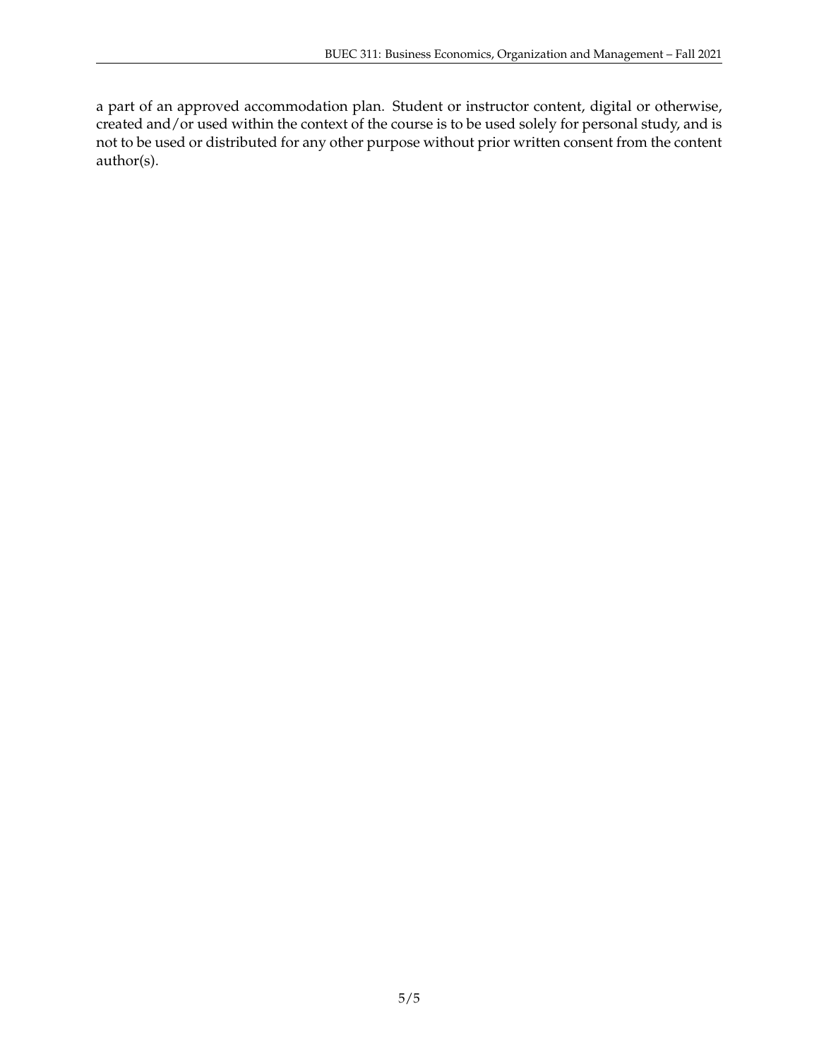a part of an approved accommodation plan. Student or instructor content, digital or otherwise, created and/or used within the context of the course is to be used solely for personal study, and is not to be used or distributed for any other purpose without prior written consent from the content author(s).